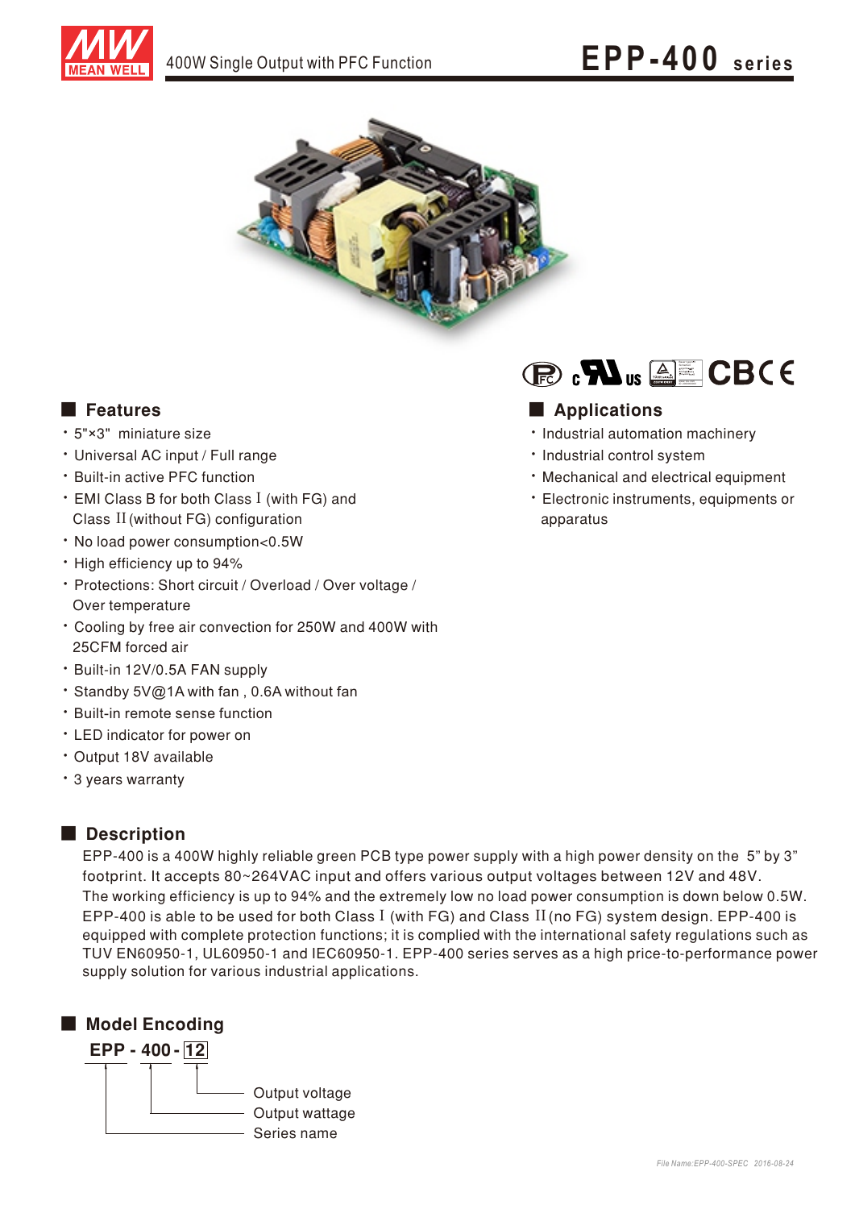# EPP-400 series

400W Single Output with PFC Function

## Features

- 5"×3" miniature size
- Universal AC input / Full range
- Built-in active PFC function
- EMI Class B for both Class I (with FG) and Class II (without FG) configuration
- No load power consumption<0.5W
- High efficiency up to 94%
- Protections: Short circuit / Overload / Over voltage / Over temperature
- Cooling by free air convection for 250W and 400W with 25CFM forced air
- Built-in 12V/0.5A FAN supply
- Standby 5V@1A with fan , 0.6A without fan
- Built-in remote sense function
- LED indicator for power on
- Output 18V available
- 3 years warranty

## Applications

- Industrial automation machinery
- Industrial control system
- Mechanical and electrical equipment
- Electronic instruments, equipments or apparatus

## Description

EPP-400 is a 400W highly reliable green PCB type power supply with a high power density on the 5" by 3" footprint. It accepts 80~264VAC input and offers various output voltages between 12V and 48V. The working efficiency is up to 94% and the extremely low no load power consumption is down below 0.5W. EPP-400 is able to be used for both Class I (with FG) and Class II (no FG) system design. EPP-400 is equipped with complete protection functions; it is complied with the international safety regulations such as TUV EN60950-1, UL60950-1 and IEC60950-1. EPP-400 series serves as a high price-to-performance power supply solution for various industrial applications.

## Model Encoding

EPP - 400 - 12

- 12: Output voltage
- 400: Output wattage
- EPP: Series name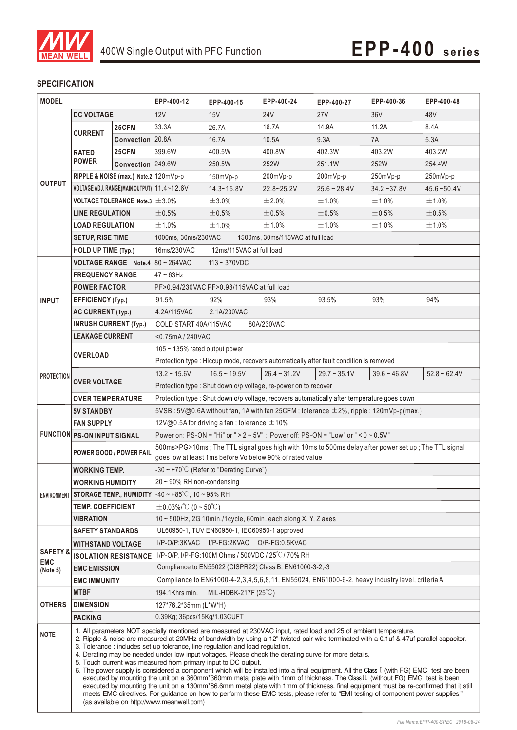# EPP-400 series

400W Single Output with PFC Function

## SPECIFICATION

| MODEL | | | EPP-400-12 | EPP-400-15 | EPP-400-24 | EPP-400-27 | EPP-400-36 | EPP-400-48 |
|---|---|---|---|---|---|---|---|---|
| OUTPUT | DC VOLTAGE | | 12V | 15V | 24V | 27V | 36V | 48V |
| | CURRENT | 25CFM | 33.3A | 26.7A | 16.7A | 14.9A | 11.2A | 8.4A |
| | | Convection | 20.8A | 16.7A | 10.5A | 9.3A | 7A | 5.3A |
| | RATED POWER | 25CFM | 399.6W | 400.5W | 400.8W | 402.3W | 403.2W | 403.2W |
| | | Convection | 249.6W | 250.5W | 252W | 251.1W | 252W | 254.4W |
| | RIPPLE & NOISE (max.) Note.2 | | 120mVp-p | 150mVp-p | 200mVp-p | 200mVp-p | 250mVp-p | 250mVp-p |
| | VOLTAGE ADJ. RANGE(MAIN OUTPUT) | | 11.4~12.6V | 14.3~15.8V | 22.8~25.2V | 25.6 ~ 28.4V | 34.2 ~37.8V | 45.6 ~50.4V |
| | VOLTAGE TOLERANCE Note.3 | | ±3.0% | ±3.0% | ±2.0% | ±1.0% | ±1.0% | ±1.0% |
| | LINE REGULATION | | ±0.5% | ±0.5% | ±0.5% | ±0.5% | ±0.5% | ±0.5% |
| | LOAD REGULATION | | ±1.0% | ±1.0% | ±1.0% | ±1.0% | ±1.0% | ±1.0% |
| | SETUP, RISE TIME | | 1000ms, 30ms/230VAC 1500ms, 30ms/115VAC at full load | | | | | |
| | HOLD UP TIME (Typ.) | | 16ms/230VAC 12ms/115VAC at full load | | | | | |
| INPUT | VOLTAGE RANGE Note.4 | | 80 ~ 264VAC 113 ~ 370VDC | | | | | |
| | FREQUENCY RANGE | | 47 ~ 63Hz | | | | | |
| | POWER FACTOR | | PF>0.94/230VAC PF>0.98/115VAC at full load | | | | | |
| | EFFICIENCY (Typ.) | | 91.5% | 92% | 93% | 93.5% | 93% | 94% |
| | AC CURRENT (Typ.) | | 4.2A/115VAC 2.1A/230VAC | | | | | |
| | INRUSH CURRENT (Typ.) | | COLD START 40A/115VAC 80A/230VAC | | | | | |
| | LEAKAGE CURRENT | | <0.75mA / 240VAC | | | | | |
| PROTECTION | OVERLOAD | | 105 ~ 135% rated output power | | | | | |
| | | | Protection type : Hiccup mode, recovers automatically after fault condition is removed | | | | | |
| | OVER VOLTAGE | | 13.2 ~ 15.6V | 16.5 ~ 19.5V | 26.4 ~ 31.2V | 29.7 ~ 35.1V | 39.6 ~ 46.8V | 52.8 ~ 62.4V |
| | | | Protection type : Shut down o/p voltage, re-power on to recover | | | | | |
| | OVER TEMPERATURE | | Protection type : Shut down o/p voltage, recovers automatically after temperature goes down | | | | | |
| FUNCTION | 5V STANDBY | | 5VSB : 5V@0.6A without fan, 1A with fan 25CFM ; tolerance ±2%, ripple : 120mVp-p(max.) | | | | | |
| | FAN SUPPLY | | 12V@0.5A for driving a fan ; tolerance ±10% | | | | | |
| | PS-ON INPUT SIGNAL | | Power on: PS-ON = "Hi" or " > 2 ~ 5V" ; Power off: PS-ON = "Low" or " < 0 ~ 0.5V" | | | | | |
| | POWER GOOD / POWER FAIL | | 500ms>PG>10ms ; The TTL signal goes high with 10ms to 500ms delay after power set up ; The TTL signal goes low at least 1ms before Vo below 90% of rated value | | | | | |
| ENVIRONMENT | WORKING TEMP. | | -30 ~ +70℃ (Refer to "Derating Curve") | | | | | |
| | WORKING HUMIDITY | | 20 ~ 90% RH non-condensing | | | | | |
| | STORAGE TEMP., HUMIDITY | | -40 ~ +85℃, 10 ~ 95% RH | | | | | |
| | TEMP. COEFFICIENT | | ±0.03%/℃ (0 ~ 50℃) | | | | | |
| | VIBRATION | | 10 ~ 500Hz, 2G 10min./1cycle, 60min. each along X, Y, Z axes | | | | | |
| SAFETY & EMC (Note 5) | SAFETY STANDARDS | | UL60950-1, TUV EN60950-1, IEC60950-1 approved | | | | | |
| | WITHSTAND VOLTAGE | | I/P-O/P:3KVAC I/P-FG:2KVAC O/P-FG:0.5KVAC | | | | | |
| | ISOLATION RESISTANCE | | I/P-O/P, I/P-FG:100M Ohms / 500VDC / 25℃/ 70% RH | | | | | |
| | EMC EMISSION | | Compliance to EN55022 (CISPR22) Class B, EN61000-3-2,-3 | | | | | |
| | EMC IMMUNITY | | Compliance to EN61000-4-2,3,4,5,6,8,11, EN55024, EN61000-6-2, heavy industry level, criteria A | | | | | |
| OTHERS | MTBF | | 194.1Khrs min. MIL-HDBK-217F (25℃) | | | | | |
| | DIMENSION | | 127*76.2*35mm (L*W*H) | | | | | |
| | PACKING | | 0.39Kg; 36pcs/15Kg/1.03CUFT | | | | | |

**NOTE**

1. All parameters NOT specially mentioned are measured at 230VAC input, rated load and 25 of ambient temperature.
2. Ripple & noise are measured at 20MHz of bandwidth by using a 12" twisted pair-wire terminated with a 0.1uf & 47uf parallel capacitor.
3. Tolerance : includes set up tolerance, line regulation and load regulation.
4. Derating may be needed under low input voltages. Please check the derating curve for more details.
5. Touch current was measured from primary input to DC output.
6. The power supply is considered a component which will be installed into a final equipment. All the Class I (with FG) EMC test are been executed by mounting the unit on a 360mm*360mm metal plate with 1mm of thickness. The Class II (without FG) EMC test is been executed by mounting the unit on a 130mm*86.6mm metal plate with 1mm of thickness. final equipment must be re-confirmed that it still meets EMC directives. For guidance on how to perform these EMC tests, please refer to "EMI testing of component power supplies." (as available on http://www.meanwell.com)

*File Name:EPP-400-SPEC 2016-08-24*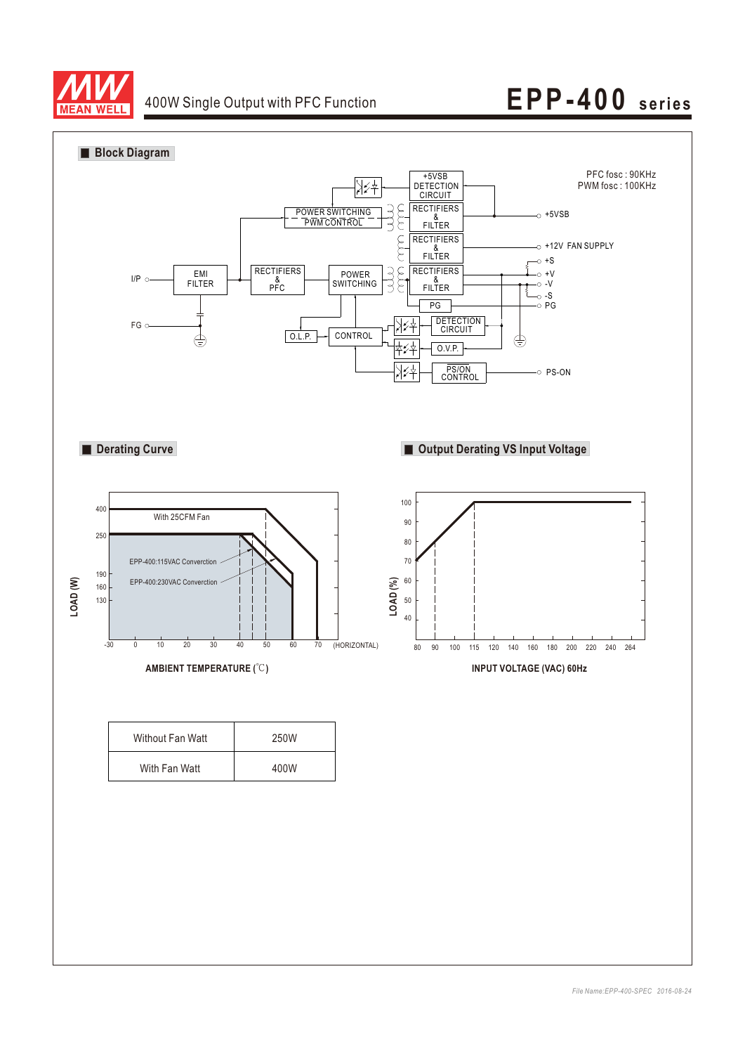## Block Diagram

PFC fosc : 90KHz
PWM fosc : 100KHz

I/P, FG, EMI FILTER, RECTIFIERS & PFC, POWER SWITCHING, POWER SWITCHING PWM CONTROL, +5VSB DETECTION CIRCUIT, RECTIFIERS & FILTER, +5VSB, +12V FAN SUPPLY, +S, +V, -V, -S, PG, DETECTION CIRCUIT, O.V.P., PS/ON CONTROL, PS-ON, O.L.P., CONTROL

## Derating Curve

LOAD (W): 400, 250, 190, 160, 130

AMBIENT TEMPERATURE (℃): -30, 0, 10, 20, 30, 40, 50, 60, 70 (HORIZONTAL)

With 25CFM Fan
EPP-400:115VAC Converction
EPP-400:230VAC Converction

## Output Derating VS Input Voltage

LOAD (%): 100, 90, 80, 70, 60, 50, 40

INPUT VOLTAGE (VAC) 60Hz: 80, 90, 100, 115, 120, 140, 160, 180, 200, 220, 240, 264

| Without Fan Watt | 250W |
|---|---|
| With Fan Watt | 400W |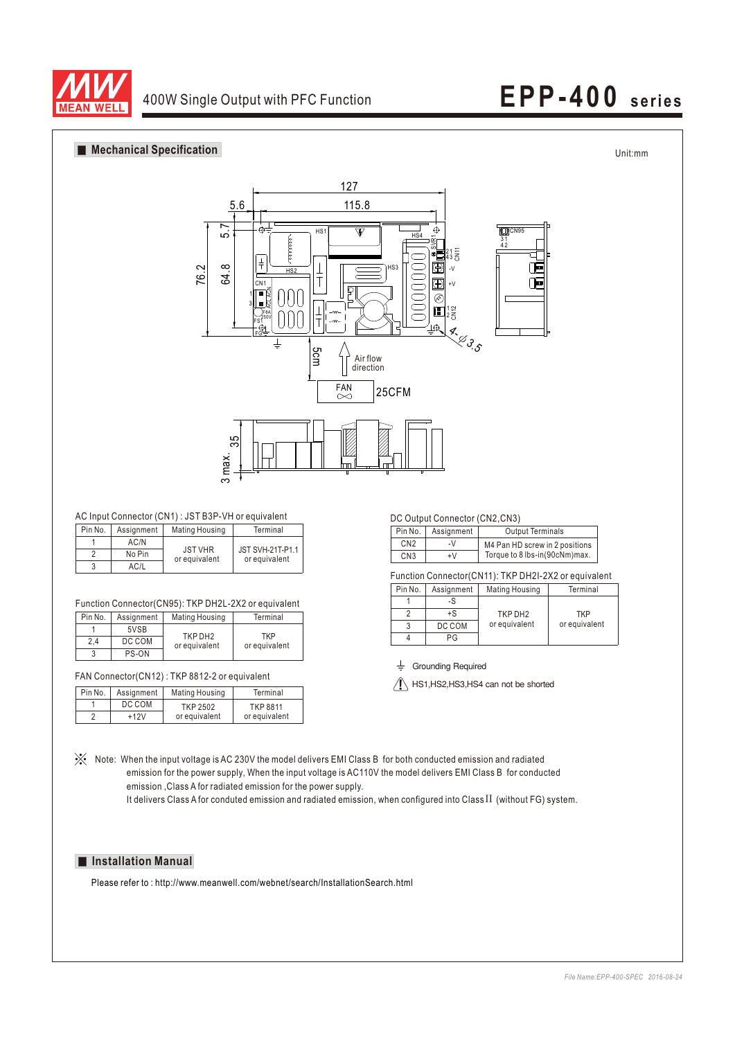## Mechanical Specification

Unit:mm

127
115.8
5.6
5.7
76.2
64.8
HS1
HS2
HS3
HS4
SVR1
CN11
CN12
CN1
CN95
-V
+V
4-φ3.5
5cm
Air flow direction
FAN
25CFM
35
3 max.

AC Input Connector (CN1) : JST B3P-VH or equivalent

| Pin No. | Assignment | Mating Housing | Terminal |
|---|---|---|---|
| 1 | AC/N | JST VHR or equivalent | JST SVH-21T-P1.1 or equivalent |
| 2 | No Pin | | |
| 3 | AC/L | | |

Function Connector(CN95): TKP DH2L-2X2 or equivalent

| Pin No. | Assignment | Mating Housing | Terminal |
|---|---|---|---|
| 1 | 5VSB | TKP DH2 or equivalent | TKP or equivalent |
| 2,4 | DC COM | | |
| 3 | PS-ON | | |

FAN Connector(CN12) : TKP 8812-2 or equivalent

| Pin No. | Assignment | Mating Housing | Terminal |
|---|---|---|---|
| 1 | DC COM | TKP 2502 or equivalent | TKP 8811 or equivalent |
| 2 | +12V | | |

DC Output Connector (CN2,CN3)

| Pin No. | Assignment | Output Terminals |
|---|---|---|
| CN2 | -V | M4 Pan HD screw in 2 positions Torque to 8 lbs-in(90cNm)max. |
| CN3 | +V | |

Function Connector(CN11): TKP DH2I-2X2 or equivalent

| Pin No. | Assignment | Mating Housing | Terminal |
|---|---|---|---|
| 1 | -S | TKP DH2 or equivalent | TKP or equivalent |
| 2 | +S | | |
| 3 | DC COM | | |
| 4 | PG | | |

⏚ Grounding Required

⚠ HS1,HS2,HS3,HS4 can not be shorted

※ Note: When the input voltage is AC 230V the model delivers EMI Class B for both conducted emission and radiated emission for the power supply, When the input voltage is AC110V the model delivers EMI Class B for conducted emission ,Class A for radiated emission for the power supply.
It delivers Class A for conduted emission and radiated emission, when configured into Class II (without FG) system.

## Installation Manual

Please refer to : http://www.meanwell.com/webnet/search/InstallationSearch.html